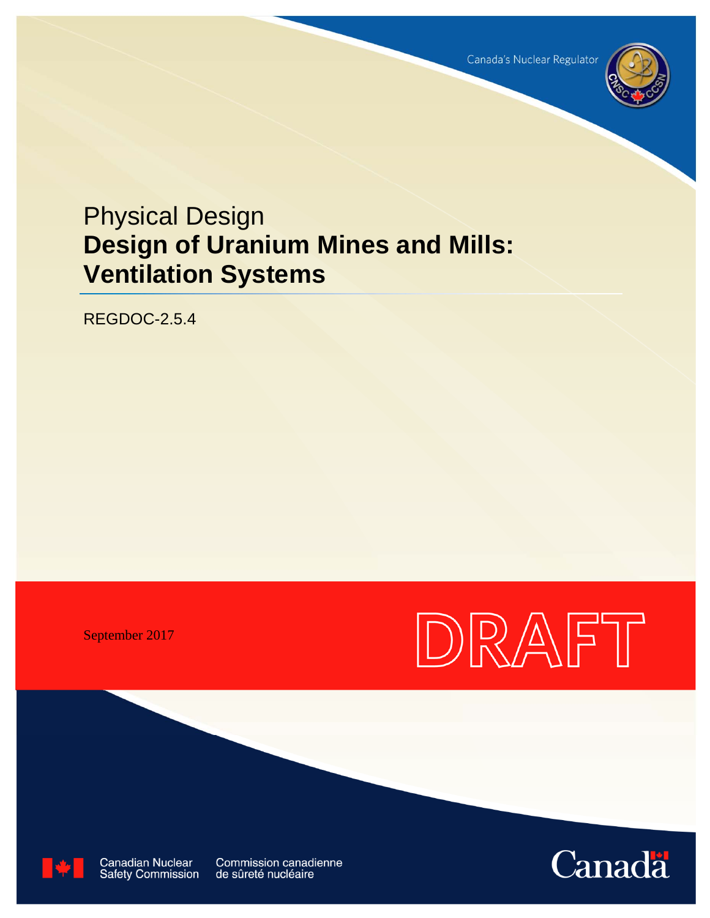Canada's Nuclear Regulator

# Physical Design
# **Design of Uranium Mines and Mills: Ventilation Systems**

REGDOC-2.5.4

September 2017

DRAFT

Canadian Nuclear Safety Commission
Commission canadienne de sûreté nucléaire

Canada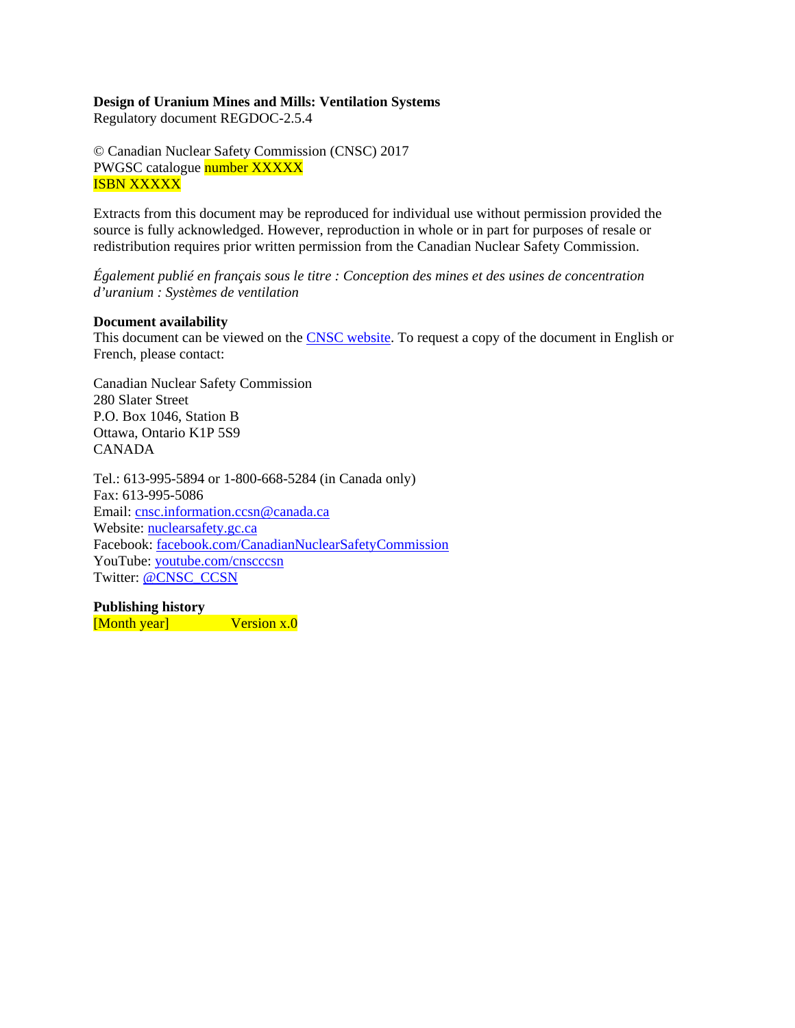**Design of Uranium Mines and Mills: Ventilation Systems**
Regulatory document REGDOC-2.5.4

© Canadian Nuclear Safety Commission (CNSC) 2017
PWGSC catalogue number XXXXX
ISBN XXXXX

Extracts from this document may be reproduced for individual use without permission provided the source is fully acknowledged. However, reproduction in whole or in part for purposes of resale or redistribution requires prior written permission from the Canadian Nuclear Safety Commission.

*Également publié en français sous le titre : Conception des mines et des usines de concentration d'uranium : Systèmes de ventilation*

**Document availability**
This document can be viewed on the CNSC website. To request a copy of the document in English or French, please contact:

Canadian Nuclear Safety Commission
280 Slater Street
P.O. Box 1046, Station B
Ottawa, Ontario K1P 5S9
CANADA

Tel.: 613-995-5894 or 1-800-668-5284 (in Canada only)
Fax: 613-995-5086
Email: cnsc.information.ccsn@canada.ca
Website: nuclearsafety.gc.ca
Facebook: facebook.com/CanadianNuclearSafetyCommission
YouTube: youtube.com/cnscccsn
Twitter: @CNSC_CCSN

**Publishing history**
[Month year] Version x.0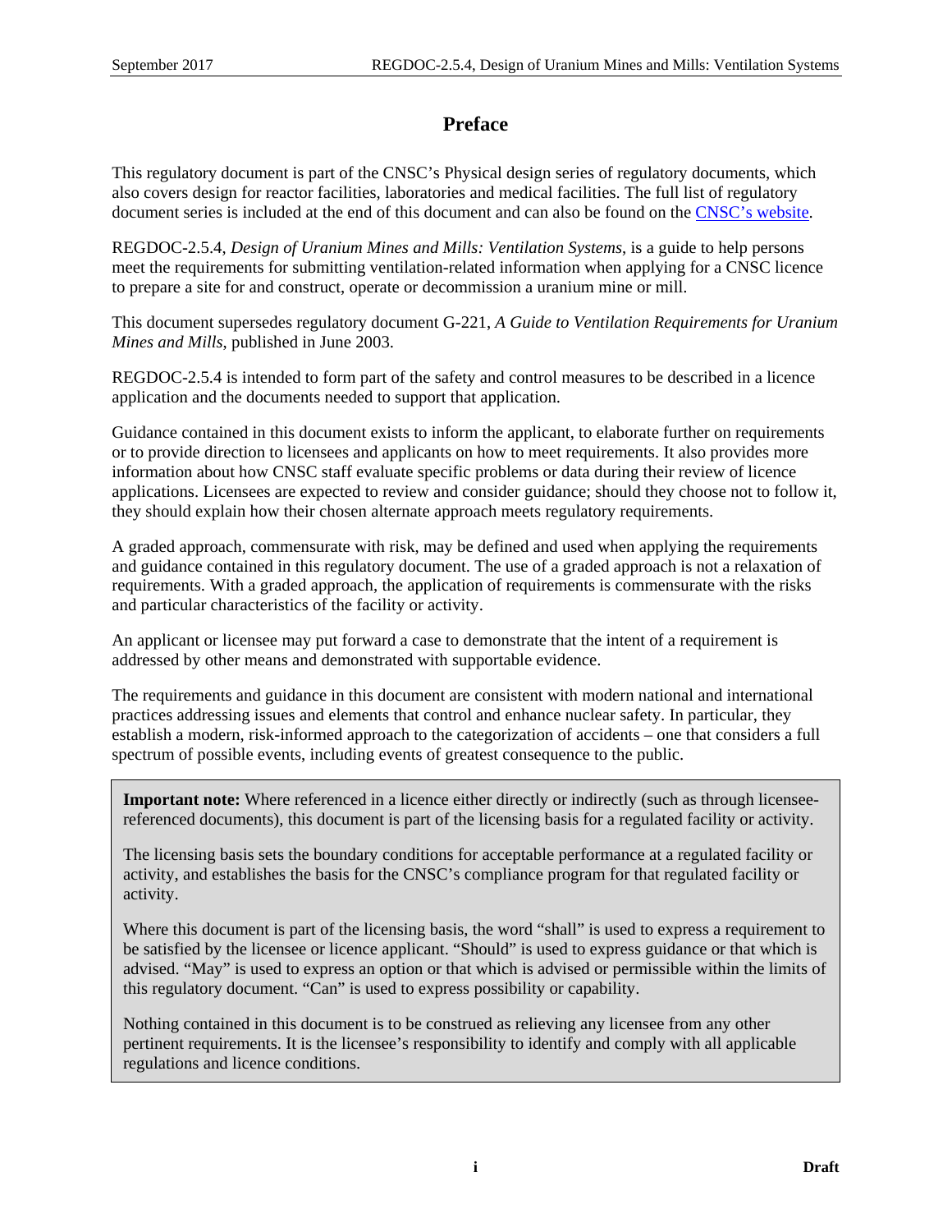# Preface

This regulatory document is part of the CNSC's Physical design series of regulatory documents, which also covers design for reactor facilities, laboratories and medical facilities. The full list of regulatory document series is included at the end of this document and can also be found on the CNSC's website.

REGDOC-2.5.4, *Design of Uranium Mines and Mills: Ventilation Systems*, is a guide to help persons meet the requirements for submitting ventilation-related information when applying for a CNSC licence to prepare a site for and construct, operate or decommission a uranium mine or mill.

This document supersedes regulatory document G-221, *A Guide to Ventilation Requirements for Uranium Mines and Mills*, published in June 2003.

REGDOC-2.5.4 is intended to form part of the safety and control measures to be described in a licence application and the documents needed to support that application.

Guidance contained in this document exists to inform the applicant, to elaborate further on requirements or to provide direction to licensees and applicants on how to meet requirements. It also provides more information about how CNSC staff evaluate specific problems or data during their review of licence applications. Licensees are expected to review and consider guidance; should they choose not to follow it, they should explain how their chosen alternate approach meets regulatory requirements.

A graded approach, commensurate with risk, may be defined and used when applying the requirements and guidance contained in this regulatory document. The use of a graded approach is not a relaxation of requirements. With a graded approach, the application of requirements is commensurate with the risks and particular characteristics of the facility or activity.

An applicant or licensee may put forward a case to demonstrate that the intent of a requirement is addressed by other means and demonstrated with supportable evidence.

The requirements and guidance in this document are consistent with modern national and international practices addressing issues and elements that control and enhance nuclear safety. In particular, they establish a modern, risk-informed approach to the categorization of accidents – one that considers a full spectrum of possible events, including events of greatest consequence to the public.

**Important note:** Where referenced in a licence either directly or indirectly (such as through licensee-referenced documents), this document is part of the licensing basis for a regulated facility or activity.

The licensing basis sets the boundary conditions for acceptable performance at a regulated facility or activity, and establishes the basis for the CNSC's compliance program for that regulated facility or activity.

Where this document is part of the licensing basis, the word "shall" is used to express a requirement to be satisfied by the licensee or licence applicant. "Should" is used to express guidance or that which is advised. "May" is used to express an option or that which is advised or permissible within the limits of this regulatory document. "Can" is used to express possibility or capability.

Nothing contained in this document is to be construed as relieving any licensee from any other pertinent requirements. It is the licensee's responsibility to identify and comply with all applicable regulations and licence conditions.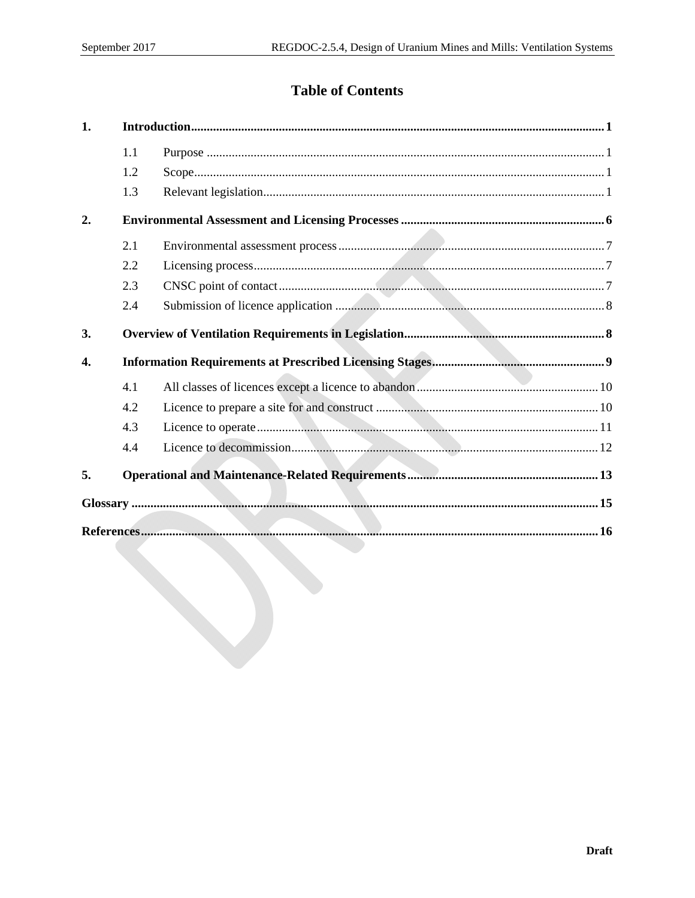# Table of Contents

| | | |
|---|---|---|
| **1.** | **Introduction** | **1** |
| 1.1 | Purpose | 1 |
| 1.2 | Scope | 1 |
| 1.3 | Relevant legislation | 1 |
| **2.** | **Environmental Assessment and Licensing Processes** | **6** |
| 2.1 | Environmental assessment process | 7 |
| 2.2 | Licensing process | 7 |
| 2.3 | CNSC point of contact | 7 |
| 2.4 | Submission of licence application | 8 |
| **3.** | **Overview of Ventilation Requirements in Legislation** | **8** |
| **4.** | **Information Requirements at Prescribed Licensing Stages** | **9** |
| 4.1 | All classes of licences except a licence to abandon | 10 |
| 4.2 | Licence to prepare a site for and construct | 10 |
| 4.3 | Licence to operate | 11 |
| 4.4 | Licence to decommission | 12 |
| **5.** | **Operational and Maintenance-Related Requirements** | **13** |
| **Glossary** | | **15** |
| **References** | | **16** |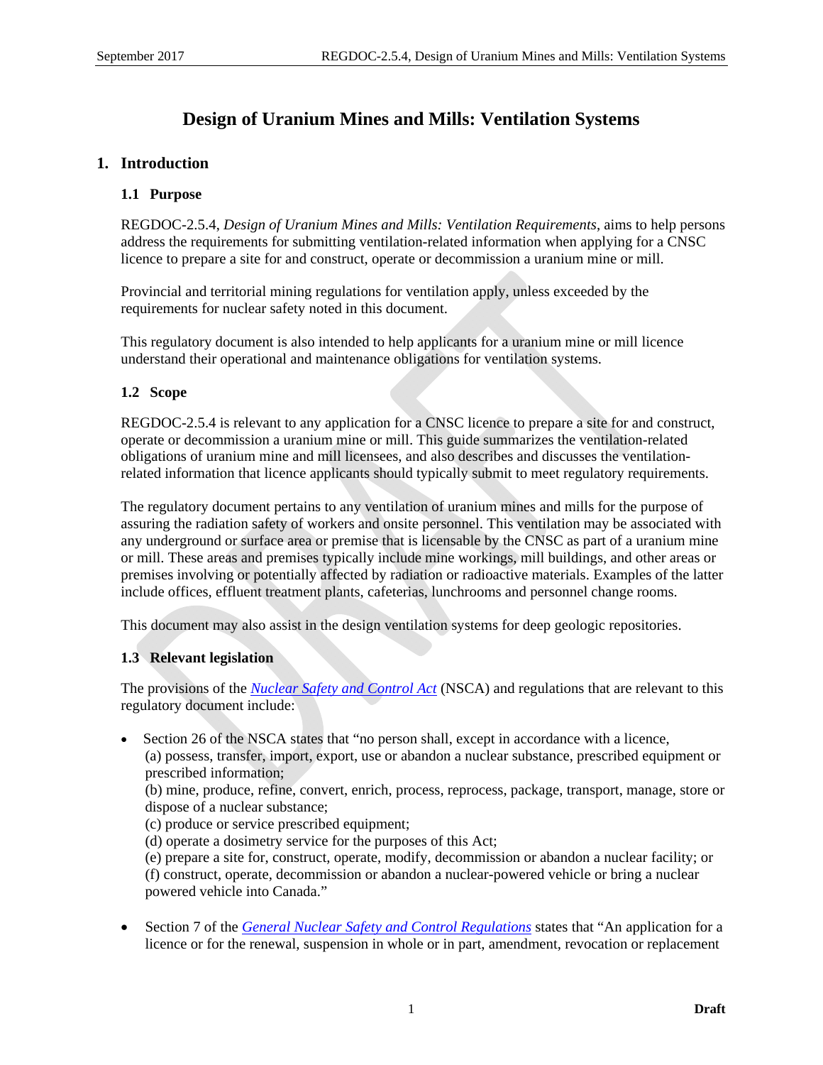# Design of Uranium Mines and Mills: Ventilation Systems

## 1. Introduction

### 1.1 Purpose

REGDOC-2.5.4, *Design of Uranium Mines and Mills: Ventilation Requirements*, aims to help persons address the requirements for submitting ventilation-related information when applying for a CNSC licence to prepare a site for and construct, operate or decommission a uranium mine or mill.

Provincial and territorial mining regulations for ventilation apply, unless exceeded by the requirements for nuclear safety noted in this document.

This regulatory document is also intended to help applicants for a uranium mine or mill licence understand their operational and maintenance obligations for ventilation systems.

### 1.2 Scope

REGDOC-2.5.4 is relevant to any application for a CNSC licence to prepare a site for and construct, operate or decommission a uranium mine or mill. This guide summarizes the ventilation-related obligations of uranium mine and mill licensees, and also describes and discusses the ventilation-related information that licence applicants should typically submit to meet regulatory requirements.

The regulatory document pertains to any ventilation of uranium mines and mills for the purpose of assuring the radiation safety of workers and onsite personnel. This ventilation may be associated with any underground or surface area or premise that is licensable by the CNSC as part of a uranium mine or mill. These areas and premises typically include mine workings, mill buildings, and other areas or premises involving or potentially affected by radiation or radioactive materials. Examples of the latter include offices, effluent treatment plants, cafeterias, lunchrooms and personnel change rooms.

This document may also assist in the design ventilation systems for deep geologic repositories.

### 1.3 Relevant legislation

The provisions of the *Nuclear Safety and Control Act* (NSCA) and regulations that are relevant to this regulatory document include:

- Section 26 of the NSCA states that "no person shall, except in accordance with a licence,
  (a) possess, transfer, import, export, use or abandon a nuclear substance, prescribed equipment or prescribed information;
  (b) mine, produce, refine, convert, enrich, process, reprocess, package, transport, manage, store or dispose of a nuclear substance;
  (c) produce or service prescribed equipment;
  (d) operate a dosimetry service for the purposes of this Act;
  (e) prepare a site for, construct, operate, modify, decommission or abandon a nuclear facility; or
  (f) construct, operate, decommission or abandon a nuclear-powered vehicle or bring a nuclear powered vehicle into Canada."

- Section 7 of the *General Nuclear Safety and Control Regulations* states that "An application for a licence or for the renewal, suspension in whole or in part, amendment, revocation or replacement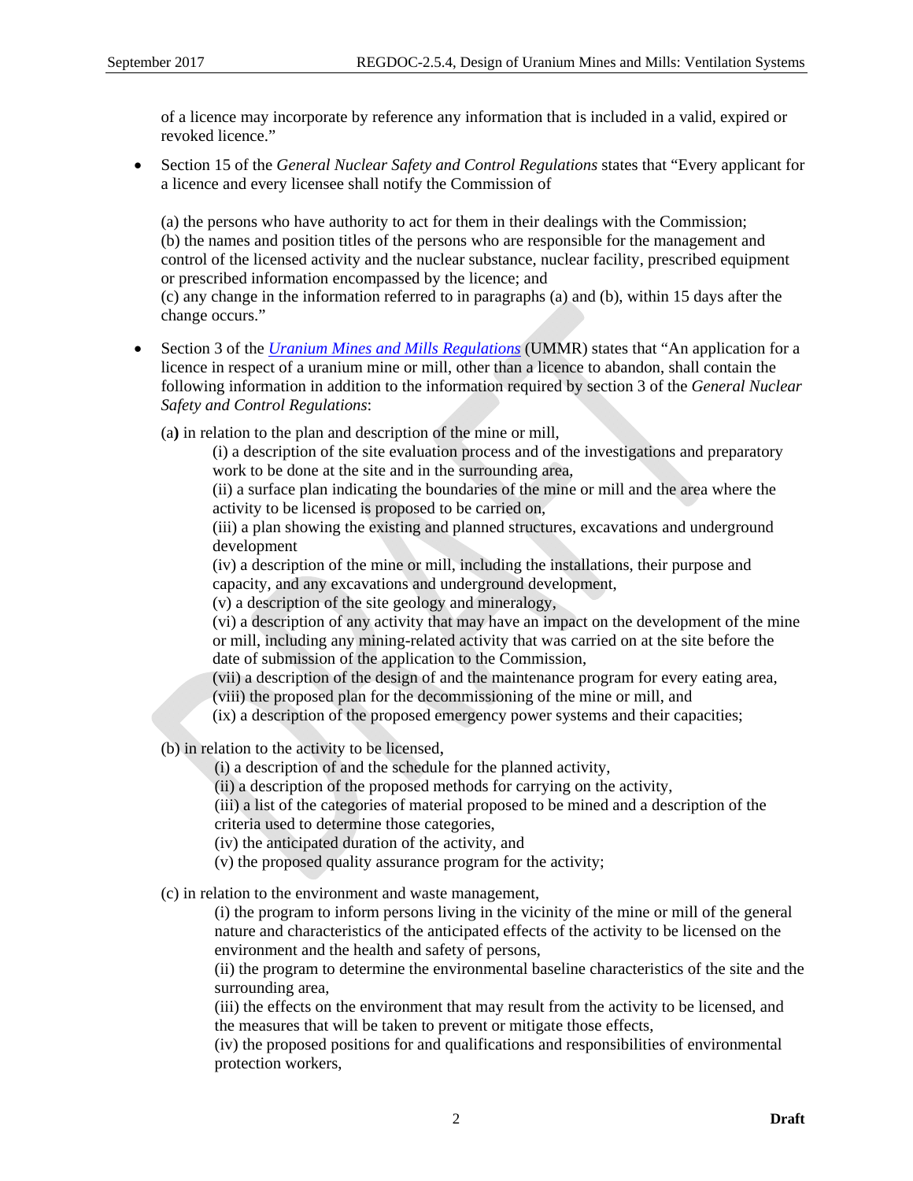of a licence may incorporate by reference any information that is included in a valid, expired or revoked licence."

- Section 15 of the *General Nuclear Safety and Control Regulations* states that "Every applicant for a licence and every licensee shall notify the Commission of

  (a) the persons who have authority to act for them in their dealings with the Commission;
  (b) the names and position titles of the persons who are responsible for the management and control of the licensed activity and the nuclear substance, nuclear facility, prescribed equipment or prescribed information encompassed by the licence; and
  (c) any change in the information referred to in paragraphs (a) and (b), within 15 days after the change occurs."

- Section 3 of the [*Uranium Mines and Mills Regulations*](#) (UMMR) states that "An application for a licence in respect of a uranium mine or mill, other than a licence to abandon, shall contain the following information in addition to the information required by section 3 of the *General Nuclear Safety and Control Regulations*:

  (a**)** in relation to the plan and description of the mine or mill,
  > (i) a description of the site evaluation process and of the investigations and preparatory work to be done at the site and in the surrounding area,
  > (ii) a surface plan indicating the boundaries of the mine or mill and the area where the activity to be licensed is proposed to be carried on,
  > (iii) a plan showing the existing and planned structures, excavations and underground development
  > (iv) a description of the mine or mill, including the installations, their purpose and capacity, and any excavations and underground development,
  > (v) a description of the site geology and mineralogy,
  > (vi) a description of any activity that may have an impact on the development of the mine or mill, including any mining-related activity that was carried on at the site before the date of submission of the application to the Commission,
  > (vii) a description of the design of and the maintenance program for every eating area,
  > (viii) the proposed plan for the decommissioning of the mine or mill, and
  > (ix) a description of the proposed emergency power systems and their capacities;

  (b) in relation to the activity to be licensed,
  > (i) a description of and the schedule for the planned activity,
  > (ii) a description of the proposed methods for carrying on the activity,
  > (iii) a list of the categories of material proposed to be mined and a description of the criteria used to determine those categories,
  > (iv) the anticipated duration of the activity, and
  > (v) the proposed quality assurance program for the activity;

  (c) in relation to the environment and waste management,
  > (i) the program to inform persons living in the vicinity of the mine or mill of the general nature and characteristics of the anticipated effects of the activity to be licensed on the environment and the health and safety of persons,
  > (ii) the program to determine the environmental baseline characteristics of the site and the surrounding area,
  > (iii) the effects on the environment that may result from the activity to be licensed, and the measures that will be taken to prevent or mitigate those effects,
  > (iv) the proposed positions for and qualifications and responsibilities of environmental protection workers,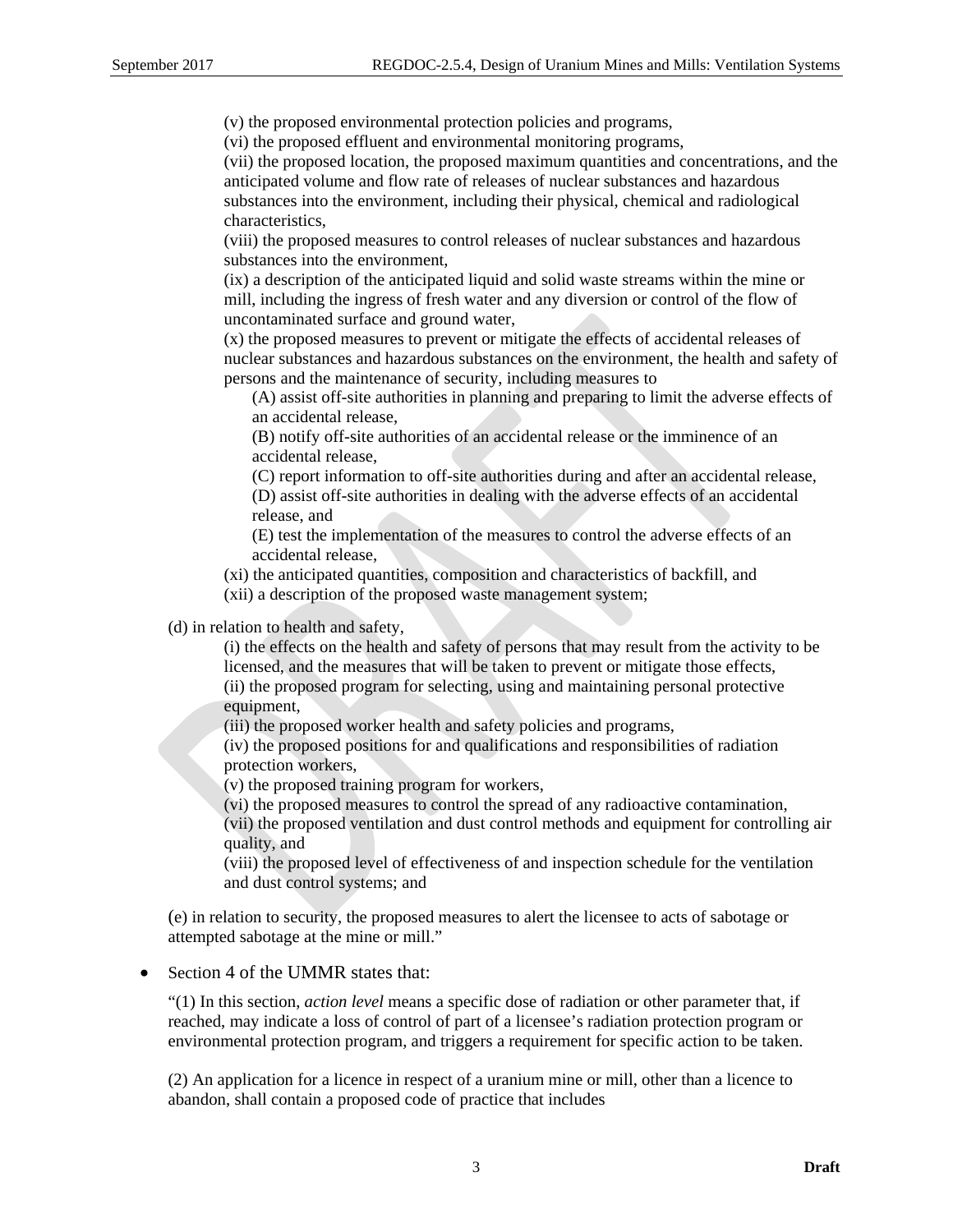(v) the proposed environmental protection policies and programs,
(vi) the proposed effluent and environmental monitoring programs,
(vii) the proposed location, the proposed maximum quantities and concentrations, and the anticipated volume and flow rate of releases of nuclear substances and hazardous substances into the environment, including their physical, chemical and radiological characteristics,
(viii) the proposed measures to control releases of nuclear substances and hazardous substances into the environment,
(ix) a description of the anticipated liquid and solid waste streams within the mine or mill, including the ingress of fresh water and any diversion or control of the flow of uncontaminated surface and ground water,
(x) the proposed measures to prevent or mitigate the effects of accidental releases of nuclear substances and hazardous substances on the environment, the health and safety of persons and the maintenance of security, including measures to

(A) assist off-site authorities in planning and preparing to limit the adverse effects of an accidental release,
(B) notify off-site authorities of an accidental release or the imminence of an accidental release,
(C) report information to off-site authorities during and after an accidental release,
(D) assist off-site authorities in dealing with the adverse effects of an accidental release, and
(E) test the implementation of the measures to control the adverse effects of an accidental release,

(xi) the anticipated quantities, composition and characteristics of backfill, and
(xii) a description of the proposed waste management system;

(d) in relation to health and safety,

(i) the effects on the health and safety of persons that may result from the activity to be licensed, and the measures that will be taken to prevent or mitigate those effects,
(ii) the proposed program for selecting, using and maintaining personal protective equipment,
(iii) the proposed worker health and safety policies and programs,
(iv) the proposed positions for and qualifications and responsibilities of radiation protection workers,
(v) the proposed training program for workers,
(vi) the proposed measures to control the spread of any radioactive contamination,
(vii) the proposed ventilation and dust control methods and equipment for controlling air quality, and
(viii) the proposed level of effectiveness of and inspection schedule for the ventilation and dust control systems; and

(e) in relation to security, the proposed measures to alert the licensee to acts of sabotage or attempted sabotage at the mine or mill."

- Section 4 of the UMMR states that:

  "(1) In this section, *action level* means a specific dose of radiation or other parameter that, if reached, may indicate a loss of control of part of a licensee's radiation protection program or environmental protection program, and triggers a requirement for specific action to be taken.

  (2) An application for a licence in respect of a uranium mine or mill, other than a licence to abandon, shall contain a proposed code of practice that includes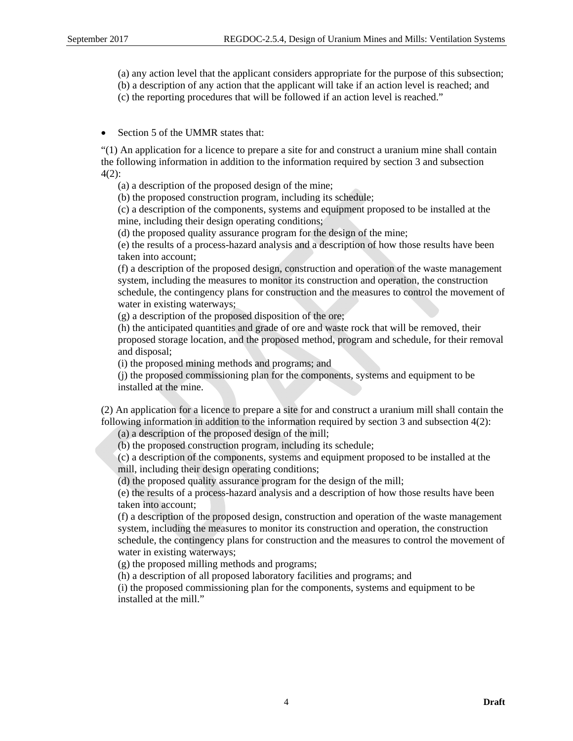(a) any action level that the applicant considers appropriate for the purpose of this subsection;
(b) a description of any action that the applicant will take if an action level is reached; and
(c) the reporting procedures that will be followed if an action level is reached."

- Section 5 of the UMMR states that:

"(1) An application for a licence to prepare a site for and construct a uranium mine shall contain the following information in addition to the information required by section 3 and subsection 4(2):

(a) a description of the proposed design of the mine;
(b) the proposed construction program, including its schedule;
(c) a description of the components, systems and equipment proposed to be installed at the mine, including their design operating conditions;
(d) the proposed quality assurance program for the design of the mine;
(e) the results of a process-hazard analysis and a description of how those results have been taken into account;
(f) a description of the proposed design, construction and operation of the waste management system, including the measures to monitor its construction and operation, the construction schedule, the contingency plans for construction and the measures to control the movement of water in existing waterways;
(g) a description of the proposed disposition of the ore;
(h) the anticipated quantities and grade of ore and waste rock that will be removed, their proposed storage location, and the proposed method, program and schedule, for their removal and disposal;
(i) the proposed mining methods and programs; and
(j) the proposed commissioning plan for the components, systems and equipment to be installed at the mine.

(2) An application for a licence to prepare a site for and construct a uranium mill shall contain the following information in addition to the information required by section 3 and subsection 4(2):

(a) a description of the proposed design of the mill;
(b) the proposed construction program, including its schedule;
(c) a description of the components, systems and equipment proposed to be installed at the mill, including their design operating conditions;
(d) the proposed quality assurance program for the design of the mill;
(e) the results of a process-hazard analysis and a description of how those results have been taken into account;
(f) a description of the proposed design, construction and operation of the waste management system, including the measures to monitor its construction and operation, the construction schedule, the contingency plans for construction and the measures to control the movement of water in existing waterways;
(g) the proposed milling methods and programs;
(h) a description of all proposed laboratory facilities and programs; and
(i) the proposed commissioning plan for the components, systems and equipment to be installed at the mill."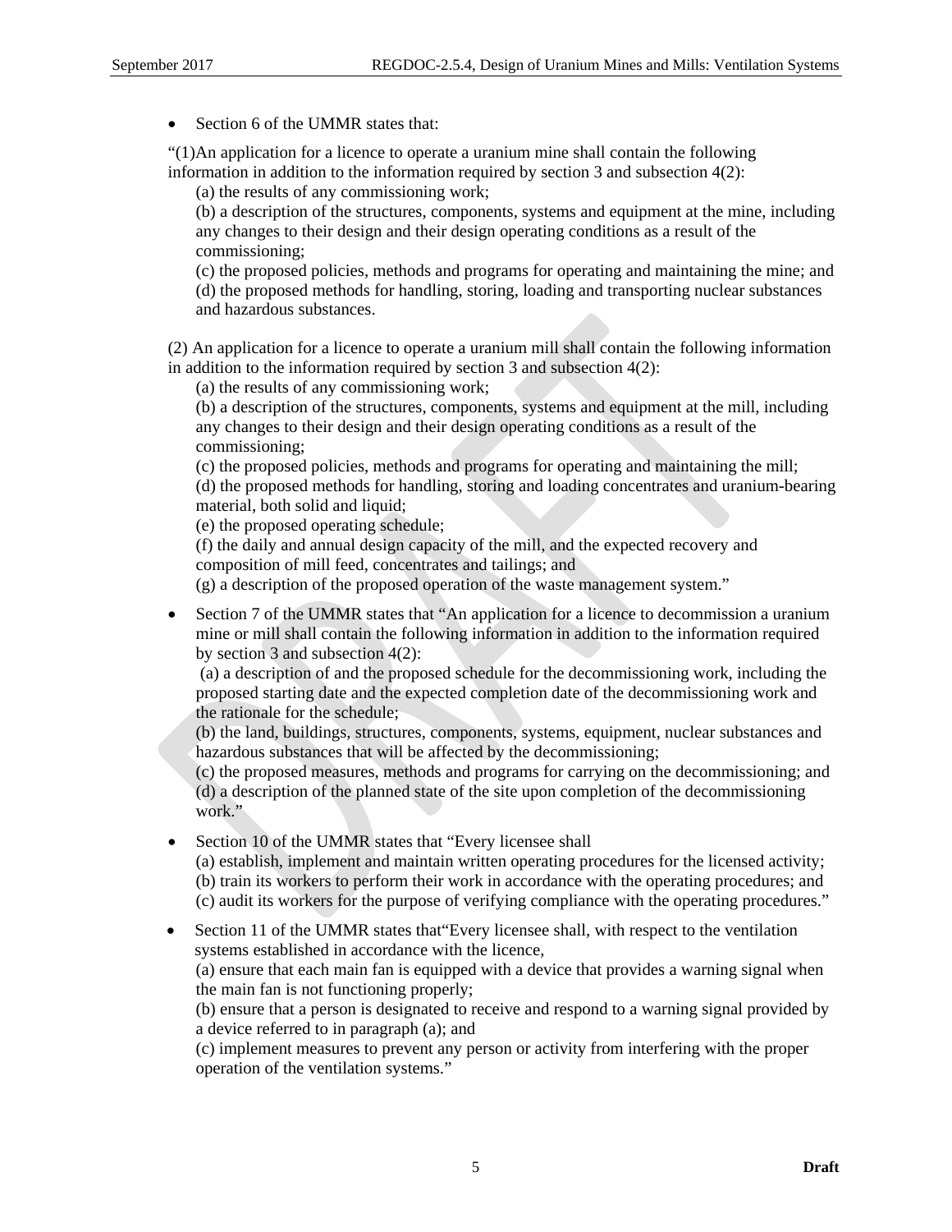- Section 6 of the UMMR states that:

"(1)An application for a licence to operate a uranium mine shall contain the following information in addition to the information required by section 3 and subsection 4(2):

(a) the results of any commissioning work;

(b) a description of the structures, components, systems and equipment at the mine, including any changes to their design and their design operating conditions as a result of the commissioning;

(c) the proposed policies, methods and programs for operating and maintaining the mine; and

(d) the proposed methods for handling, storing, loading and transporting nuclear substances and hazardous substances.

(2) An application for a licence to operate a uranium mill shall contain the following information in addition to the information required by section 3 and subsection 4(2):

(a) the results of any commissioning work;

(b) a description of the structures, components, systems and equipment at the mill, including any changes to their design and their design operating conditions as a result of the commissioning;

(c) the proposed policies, methods and programs for operating and maintaining the mill;

(d) the proposed methods for handling, storing and loading concentrates and uranium-bearing material, both solid and liquid;

(e) the proposed operating schedule;

(f) the daily and annual design capacity of the mill, and the expected recovery and composition of mill feed, concentrates and tailings; and

(g) a description of the proposed operation of the waste management system."

- Section 7 of the UMMR states that "An application for a licence to decommission a uranium mine or mill shall contain the following information in addition to the information required by section 3 and subsection 4(2):

  (a) a description of and the proposed schedule for the decommissioning work, including the proposed starting date and the expected completion date of the decommissioning work and the rationale for the schedule;

  (b) the land, buildings, structures, components, systems, equipment, nuclear substances and hazardous substances that will be affected by the decommissioning;

  (c) the proposed measures, methods and programs for carrying on the decommissioning; and

  (d) a description of the planned state of the site upon completion of the decommissioning work."

- Section 10 of the UMMR states that "Every licensee shall

  (a) establish, implement and maintain written operating procedures for the licensed activity;

  (b) train its workers to perform their work in accordance with the operating procedures; and

  (c) audit its workers for the purpose of verifying compliance with the operating procedures."

- Section 11 of the UMMR states that"Every licensee shall, with respect to the ventilation systems established in accordance with the licence,

  (a) ensure that each main fan is equipped with a device that provides a warning signal when the main fan is not functioning properly;

  (b) ensure that a person is designated to receive and respond to a warning signal provided by a device referred to in paragraph (a); and

  (c) implement measures to prevent any person or activity from interfering with the proper operation of the ventilation systems."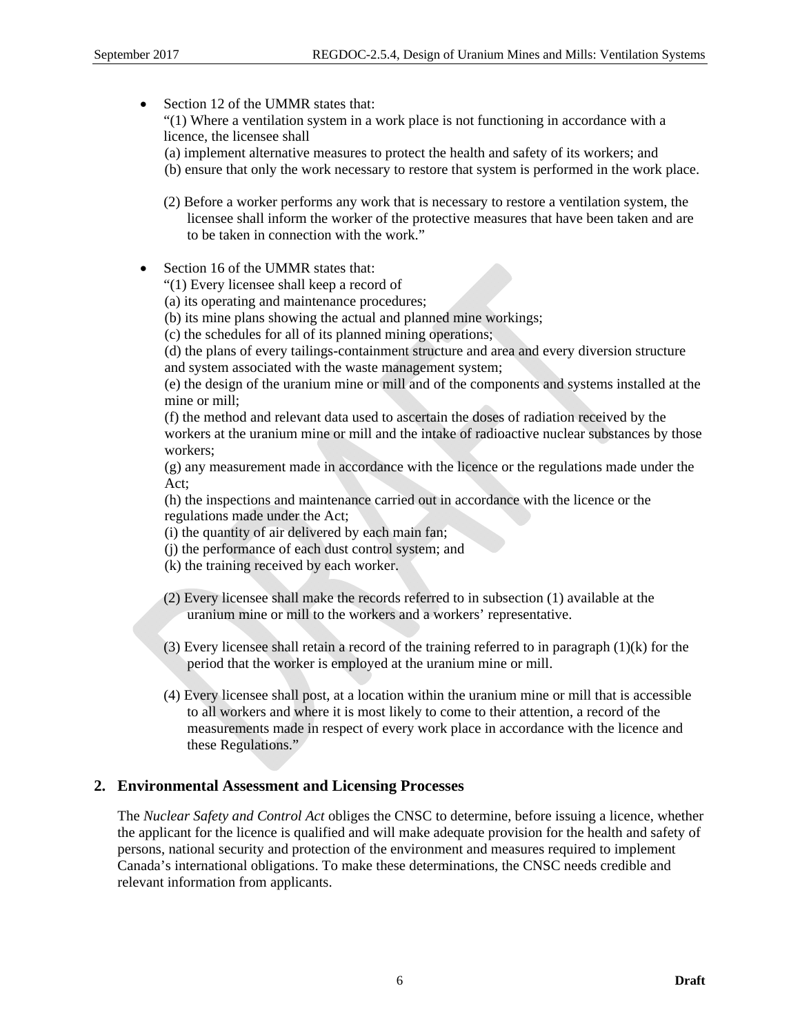- Section 12 of the UMMR states that:
  "(1) Where a ventilation system in a work place is not functioning in accordance with a licence, the licensee shall
  (a) implement alternative measures to protect the health and safety of its workers; and
  (b) ensure that only the work necessary to restore that system is performed in the work place.

  (2) Before a worker performs any work that is necessary to restore a ventilation system, the licensee shall inform the worker of the protective measures that have been taken and are to be taken in connection with the work."

- Section 16 of the UMMR states that:
  "(1) Every licensee shall keep a record of
  (a) its operating and maintenance procedures;
  (b) its mine plans showing the actual and planned mine workings;
  (c) the schedules for all of its planned mining operations;
  (d) the plans of every tailings-containment structure and area and every diversion structure and system associated with the waste management system;
  (e) the design of the uranium mine or mill and of the components and systems installed at the mine or mill;
  (f) the method and relevant data used to ascertain the doses of radiation received by the workers at the uranium mine or mill and the intake of radioactive nuclear substances by those workers;
  (g) any measurement made in accordance with the licence or the regulations made under the Act;
  (h) the inspections and maintenance carried out in accordance with the licence or the regulations made under the Act;
  (i) the quantity of air delivered by each main fan;
  (j) the performance of each dust control system; and
  (k) the training received by each worker.

  (2) Every licensee shall make the records referred to in subsection (1) available at the uranium mine or mill to the workers and a workers' representative.

  (3) Every licensee shall retain a record of the training referred to in paragraph (1)(k) for the period that the worker is employed at the uranium mine or mill.

  (4) Every licensee shall post, at a location within the uranium mine or mill that is accessible to all workers and where it is most likely to come to their attention, a record of the measurements made in respect of every work place in accordance with the licence and these Regulations."

## 2. Environmental Assessment and Licensing Processes

The *Nuclear Safety and Control Act* obliges the CNSC to determine, before issuing a licence, whether the applicant for the licence is qualified and will make adequate provision for the health and safety of persons, national security and protection of the environment and measures required to implement Canada's international obligations. To make these determinations, the CNSC needs credible and relevant information from applicants.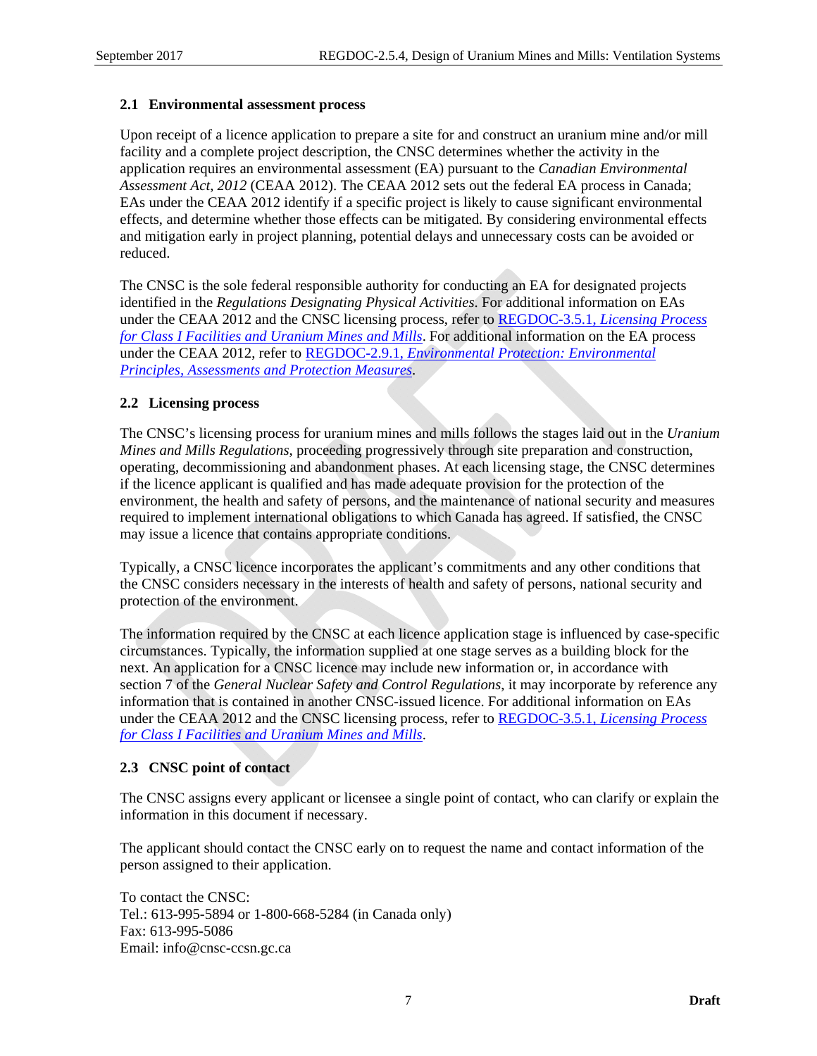### 2.1 Environmental assessment process

Upon receipt of a licence application to prepare a site for and construct an uranium mine and/or mill facility and a complete project description, the CNSC determines whether the activity in the application requires an environmental assessment (EA) pursuant to the *Canadian Environmental Assessment Act, 2012* (CEAA 2012). The CEAA 2012 sets out the federal EA process in Canada; EAs under the CEAA 2012 identify if a specific project is likely to cause significant environmental effects, and determine whether those effects can be mitigated. By considering environmental effects and mitigation early in project planning, potential delays and unnecessary costs can be avoided or reduced.

The CNSC is the sole federal responsible authority for conducting an EA for designated projects identified in the *Regulations Designating Physical Activities*. For additional information on EAs under the CEAA 2012 and the CNSC licensing process, refer to REGDOC-3.5.1, *Licensing Process for Class I Facilities and Uranium Mines and Mills*. For additional information on the EA process under the CEAA 2012, refer to REGDOC-2.9.1, *Environmental Protection: Environmental Principles, Assessments and Protection Measures*.

### 2.2 Licensing process

The CNSC's licensing process for uranium mines and mills follows the stages laid out in the *Uranium Mines and Mills Regulations*, proceeding progressively through site preparation and construction, operating, decommissioning and abandonment phases. At each licensing stage, the CNSC determines if the licence applicant is qualified and has made adequate provision for the protection of the environment, the health and safety of persons, and the maintenance of national security and measures required to implement international obligations to which Canada has agreed. If satisfied, the CNSC may issue a licence that contains appropriate conditions.

Typically, a CNSC licence incorporates the applicant's commitments and any other conditions that the CNSC considers necessary in the interests of health and safety of persons, national security and protection of the environment.

The information required by the CNSC at each licence application stage is influenced by case-specific circumstances. Typically, the information supplied at one stage serves as a building block for the next. An application for a CNSC licence may include new information or, in accordance with section 7 of the *General Nuclear Safety and Control Regulations*, it may incorporate by reference any information that is contained in another CNSC-issued licence. For additional information on EAs under the CEAA 2012 and the CNSC licensing process, refer to REGDOC-3.5.1, *Licensing Process for Class I Facilities and Uranium Mines and Mills*.

### 2.3 CNSC point of contact

The CNSC assigns every applicant or licensee a single point of contact, who can clarify or explain the information in this document if necessary.

The applicant should contact the CNSC early on to request the name and contact information of the person assigned to their application.

To contact the CNSC:
Tel.: 613-995-5894 or 1-800-668-5284 (in Canada only)
Fax: 613-995-5086
Email: info@cnsc-ccsn.gc.ca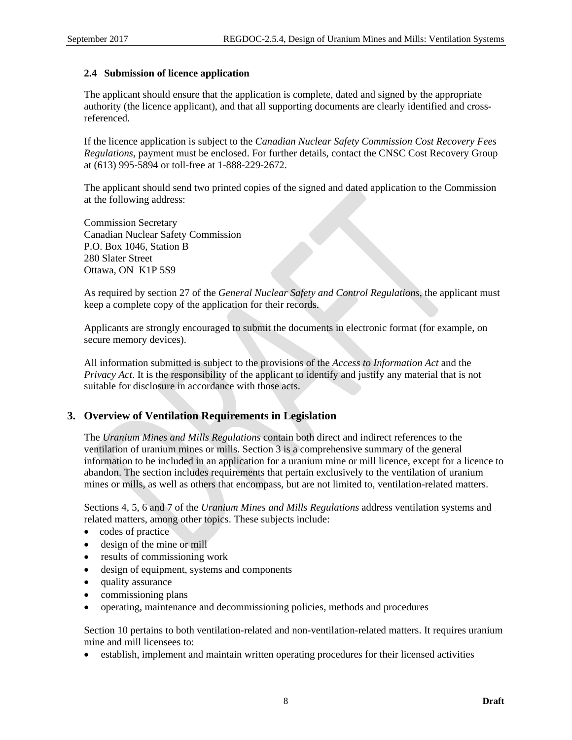### 2.4 Submission of licence application

The applicant should ensure that the application is complete, dated and signed by the appropriate authority (the licence applicant), and that all supporting documents are clearly identified and cross-referenced.

If the licence application is subject to the *Canadian Nuclear Safety Commission Cost Recovery Fees Regulations*, payment must be enclosed. For further details, contact the CNSC Cost Recovery Group at (613) 995-5894 or toll-free at 1-888-229-2672.

The applicant should send two printed copies of the signed and dated application to the Commission at the following address:

Commission Secretary
Canadian Nuclear Safety Commission
P.O. Box 1046, Station B
280 Slater Street
Ottawa, ON K1P 5S9

As required by section 27 of the *General Nuclear Safety and Control Regulations*, the applicant must keep a complete copy of the application for their records.

Applicants are strongly encouraged to submit the documents in electronic format (for example, on secure memory devices).

All information submitted is subject to the provisions of the *Access to Information Act* and the *Privacy Act*. It is the responsibility of the applicant to identify and justify any material that is not suitable for disclosure in accordance with those acts.

## 3. Overview of Ventilation Requirements in Legislation

The *Uranium Mines and Mills Regulations* contain both direct and indirect references to the ventilation of uranium mines or mills. Section 3 is a comprehensive summary of the general information to be included in an application for a uranium mine or mill licence, except for a licence to abandon. The section includes requirements that pertain exclusively to the ventilation of uranium mines or mills, as well as others that encompass, but are not limited to, ventilation-related matters.

Sections 4, 5, 6 and 7 of the *Uranium Mines and Mills Regulations* address ventilation systems and related matters, among other topics. These subjects include:

- codes of practice
- design of the mine or mill
- results of commissioning work
- design of equipment, systems and components
- quality assurance
- commissioning plans
- operating, maintenance and decommissioning policies, methods and procedures

Section 10 pertains to both ventilation-related and non-ventilation-related matters. It requires uranium mine and mill licensees to:

- establish, implement and maintain written operating procedures for their licensed activities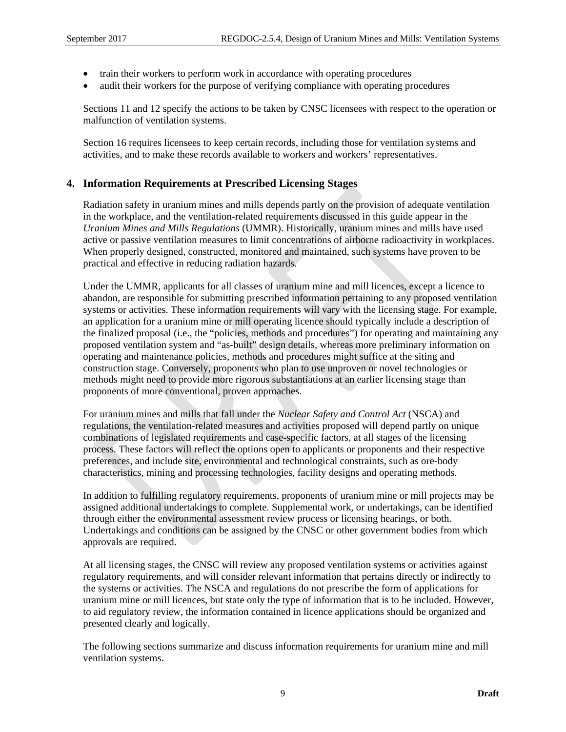- train their workers to perform work in accordance with operating procedures
- audit their workers for the purpose of verifying compliance with operating procedures

Sections 11 and 12 specify the actions to be taken by CNSC licensees with respect to the operation or malfunction of ventilation systems.

Section 16 requires licensees to keep certain records, including those for ventilation systems and activities, and to make these records available to workers and workers' representatives.

## 4. Information Requirements at Prescribed Licensing Stages

Radiation safety in uranium mines and mills depends partly on the provision of adequate ventilation in the workplace, and the ventilation-related requirements discussed in this guide appear in the *Uranium Mines and Mills Regulations* (UMMR). Historically, uranium mines and mills have used active or passive ventilation measures to limit concentrations of airborne radioactivity in workplaces. When properly designed, constructed, monitored and maintained, such systems have proven to be practical and effective in reducing radiation hazards.

Under the UMMR, applicants for all classes of uranium mine and mill licences, except a licence to abandon, are responsible for submitting prescribed information pertaining to any proposed ventilation systems or activities. These information requirements will vary with the licensing stage. For example, an application for a uranium mine or mill operating licence should typically include a description of the finalized proposal (i.e., the "policies, methods and procedures") for operating and maintaining any proposed ventilation system and "as-built" design details, whereas more preliminary information on operating and maintenance policies, methods and procedures might suffice at the siting and construction stage. Conversely, proponents who plan to use unproven or novel technologies or methods might need to provide more rigorous substantiations at an earlier licensing stage than proponents of more conventional, proven approaches.

For uranium mines and mills that fall under the *Nuclear Safety and Control Act* (NSCA) and regulations, the ventilation-related measures and activities proposed will depend partly on unique combinations of legislated requirements and case-specific factors, at all stages of the licensing process. These factors will reflect the options open to applicants or proponents and their respective preferences, and include site, environmental and technological constraints, such as ore-body characteristics, mining and processing technologies, facility designs and operating methods.

In addition to fulfilling regulatory requirements, proponents of uranium mine or mill projects may be assigned additional undertakings to complete. Supplemental work, or undertakings, can be identified through either the environmental assessment review process or licensing hearings, or both. Undertakings and conditions can be assigned by the CNSC or other government bodies from which approvals are required.

At all licensing stages, the CNSC will review any proposed ventilation systems or activities against regulatory requirements, and will consider relevant information that pertains directly or indirectly to the systems or activities. The NSCA and regulations do not prescribe the form of applications for uranium mine or mill licences, but state only the type of information that is to be included. However, to aid regulatory review, the information contained in licence applications should be organized and presented clearly and logically.

The following sections summarize and discuss information requirements for uranium mine and mill ventilation systems.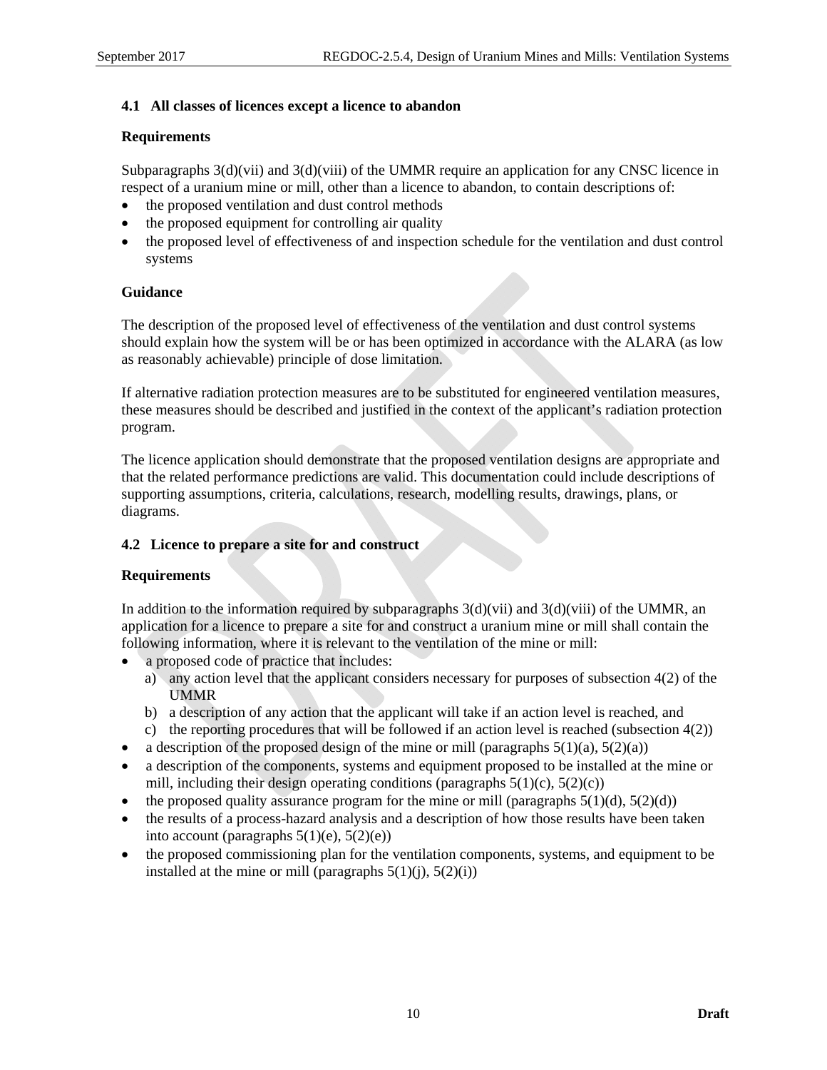### 4.1 All classes of licences except a licence to abandon

#### Requirements

Subparagraphs 3(d)(vii) and 3(d)(viii) of the UMMR require an application for any CNSC licence in respect of a uranium mine or mill, other than a licence to abandon, to contain descriptions of:

- the proposed ventilation and dust control methods
- the proposed equipment for controlling air quality
- the proposed level of effectiveness of and inspection schedule for the ventilation and dust control systems

#### Guidance

The description of the proposed level of effectiveness of the ventilation and dust control systems should explain how the system will be or has been optimized in accordance with the ALARA (as low as reasonably achievable) principle of dose limitation.

If alternative radiation protection measures are to be substituted for engineered ventilation measures, these measures should be described and justified in the context of the applicant's radiation protection program.

The licence application should demonstrate that the proposed ventilation designs are appropriate and that the related performance predictions are valid. This documentation could include descriptions of supporting assumptions, criteria, calculations, research, modelling results, drawings, plans, or diagrams.

### 4.2 Licence to prepare a site for and construct

#### Requirements

In addition to the information required by subparagraphs 3(d)(vii) and 3(d)(viii) of the UMMR, an application for a licence to prepare a site for and construct a uranium mine or mill shall contain the following information, where it is relevant to the ventilation of the mine or mill:

- a proposed code of practice that includes:
  a) any action level that the applicant considers necessary for purposes of subsection 4(2) of the UMMR
  b) a description of any action that the applicant will take if an action level is reached, and
  c) the reporting procedures that will be followed if an action level is reached (subsection 4(2))
- a description of the proposed design of the mine or mill (paragraphs 5(1)(a), 5(2)(a))
- a description of the components, systems and equipment proposed to be installed at the mine or mill, including their design operating conditions (paragraphs 5(1)(c), 5(2)(c))
- the proposed quality assurance program for the mine or mill (paragraphs 5(1)(d), 5(2)(d))
- the results of a process-hazard analysis and a description of how those results have been taken into account (paragraphs 5(1)(e), 5(2)(e))
- the proposed commissioning plan for the ventilation components, systems, and equipment to be installed at the mine or mill (paragraphs 5(1)(j), 5(2)(i))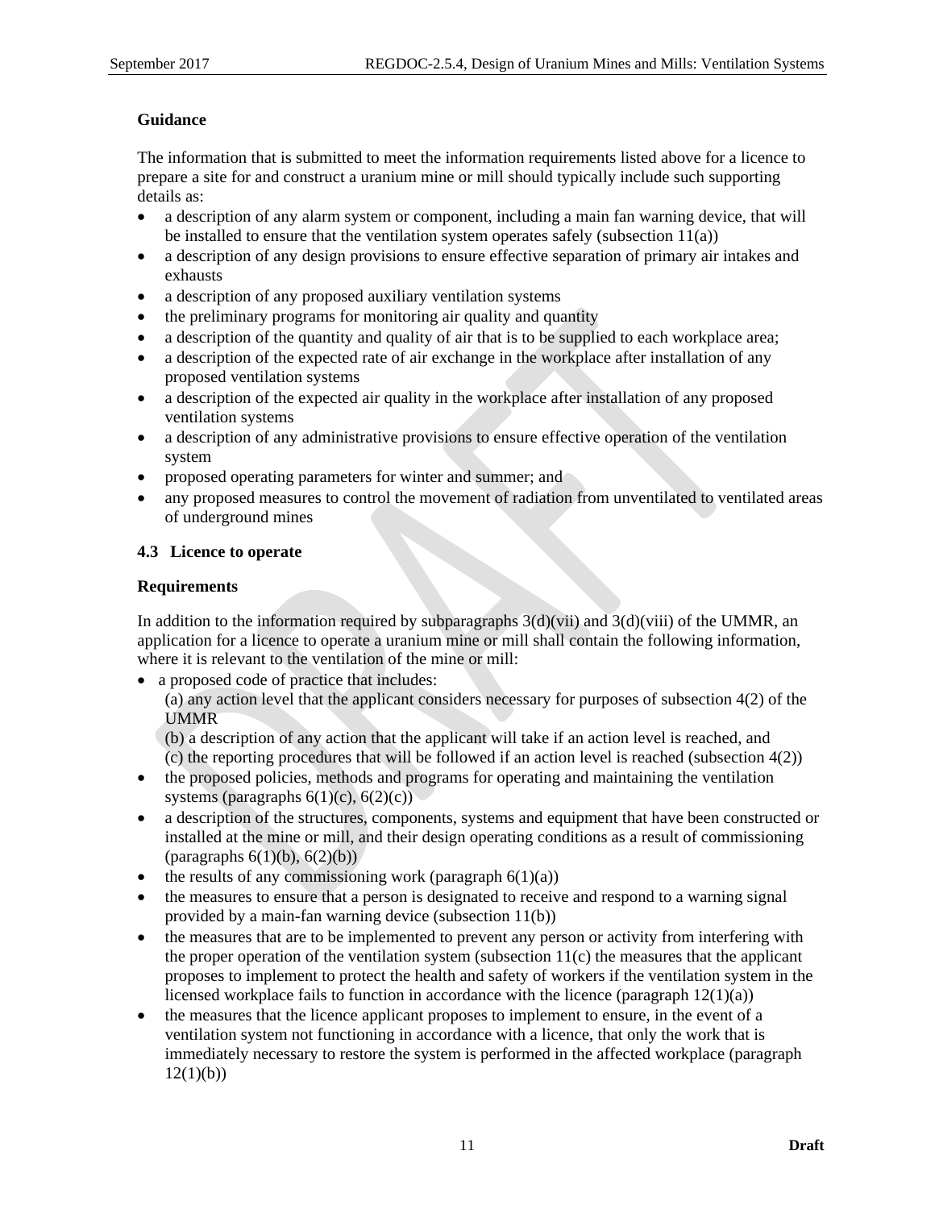**Guidance**

The information that is submitted to meet the information requirements listed above for a licence to prepare a site for and construct a uranium mine or mill should typically include such supporting details as:

- a description of any alarm system or component, including a main fan warning device, that will be installed to ensure that the ventilation system operates safely (subsection 11(a))
- a description of any design provisions to ensure effective separation of primary air intakes and exhausts
- a description of any proposed auxiliary ventilation systems
- the preliminary programs for monitoring air quality and quantity
- a description of the quantity and quality of air that is to be supplied to each workplace area;
- a description of the expected rate of air exchange in the workplace after installation of any proposed ventilation systems
- a description of the expected air quality in the workplace after installation of any proposed ventilation systems
- a description of any administrative provisions to ensure effective operation of the ventilation system
- proposed operating parameters for winter and summer; and
- any proposed measures to control the movement of radiation from unventilated to ventilated areas of underground mines

### 4.3 Licence to operate

**Requirements**

In addition to the information required by subparagraphs 3(d)(vii) and 3(d)(viii) of the UMMR, an application for a licence to operate a uranium mine or mill shall contain the following information, where it is relevant to the ventilation of the mine or mill:

- a proposed code of practice that includes:
  (a) any action level that the applicant considers necessary for purposes of subsection 4(2) of the UMMR
  (b) a description of any action that the applicant will take if an action level is reached, and
  (c) the reporting procedures that will be followed if an action level is reached (subsection 4(2))
- the proposed policies, methods and programs for operating and maintaining the ventilation systems (paragraphs 6(1)(c), 6(2)(c))
- a description of the structures, components, systems and equipment that have been constructed or installed at the mine or mill, and their design operating conditions as a result of commissioning (paragraphs 6(1)(b), 6(2)(b))
- the results of any commissioning work (paragraph 6(1)(a))
- the measures to ensure that a person is designated to receive and respond to a warning signal provided by a main-fan warning device (subsection 11(b))
- the measures that are to be implemented to prevent any person or activity from interfering with the proper operation of the ventilation system (subsection 11(c) the measures that the applicant proposes to implement to protect the health and safety of workers if the ventilation system in the licensed workplace fails to function in accordance with the licence (paragraph 12(1)(a))
- the measures that the licence applicant proposes to implement to ensure, in the event of a ventilation system not functioning in accordance with a licence, that only the work that is immediately necessary to restore the system is performed in the affected workplace (paragraph 12(1)(b))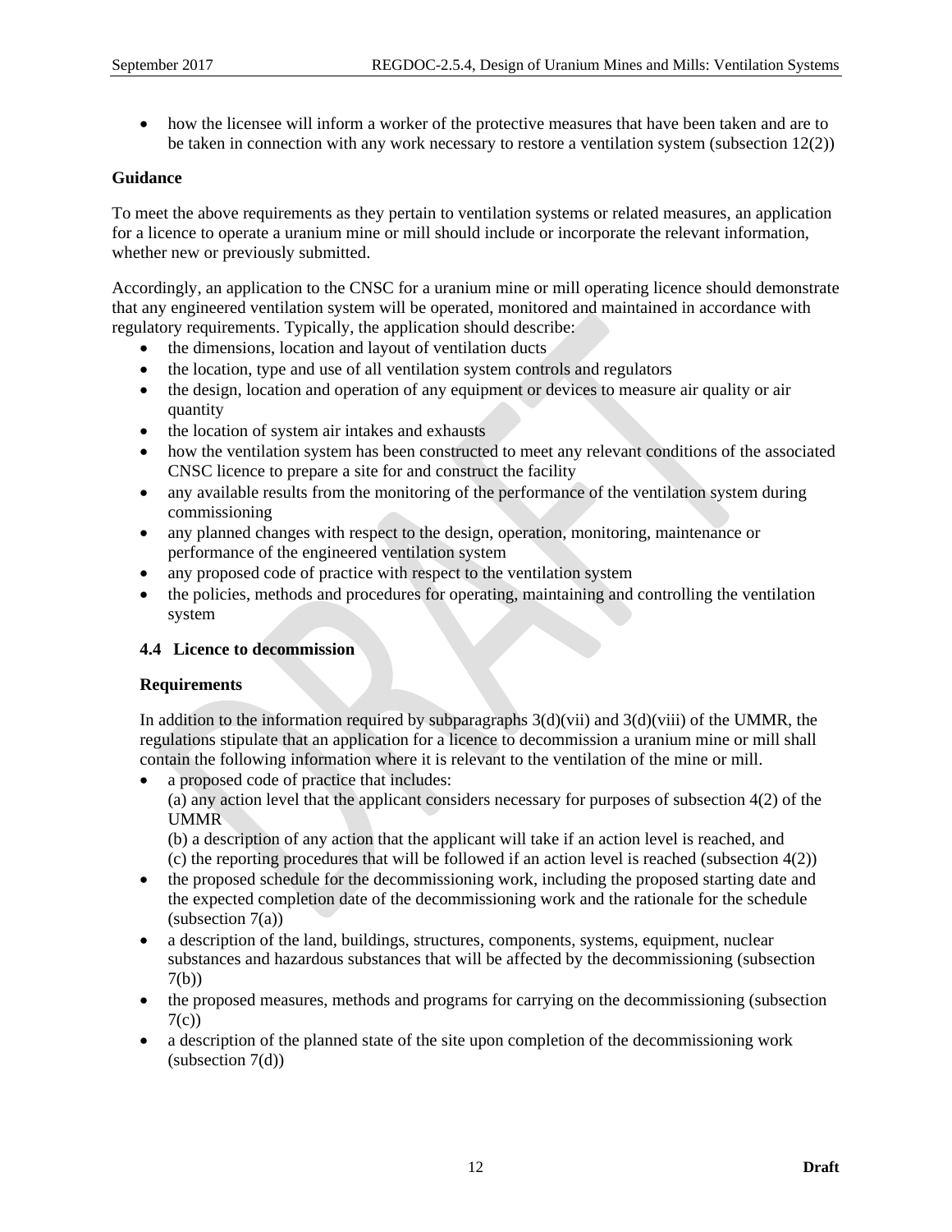- how the licensee will inform a worker of the protective measures that have been taken and are to be taken in connection with any work necessary to restore a ventilation system (subsection 12(2))

**Guidance**

To meet the above requirements as they pertain to ventilation systems or related measures, an application for a licence to operate a uranium mine or mill should include or incorporate the relevant information, whether new or previously submitted.

Accordingly, an application to the CNSC for a uranium mine or mill operating licence should demonstrate that any engineered ventilation system will be operated, monitored and maintained in accordance with regulatory requirements. Typically, the application should describe:

- the dimensions, location and layout of ventilation ducts
- the location, type and use of all ventilation system controls and regulators
- the design, location and operation of any equipment or devices to measure air quality or air quantity
- the location of system air intakes and exhausts
- how the ventilation system has been constructed to meet any relevant conditions of the associated CNSC licence to prepare a site for and construct the facility
- any available results from the monitoring of the performance of the ventilation system during commissioning
- any planned changes with respect to the design, operation, monitoring, maintenance or performance of the engineered ventilation system
- any proposed code of practice with respect to the ventilation system
- the policies, methods and procedures for operating, maintaining and controlling the ventilation system

### 4.4 Licence to decommission

**Requirements**

In addition to the information required by subparagraphs 3(d)(vii) and 3(d)(viii) of the UMMR, the regulations stipulate that an application for a licence to decommission a uranium mine or mill shall contain the following information where it is relevant to the ventilation of the mine or mill.

- a proposed code of practice that includes:
  (a) any action level that the applicant considers necessary for purposes of subsection 4(2) of the UMMR
  (b) a description of any action that the applicant will take if an action level is reached, and
  (c) the reporting procedures that will be followed if an action level is reached (subsection 4(2))
- the proposed schedule for the decommissioning work, including the proposed starting date and the expected completion date of the decommissioning work and the rationale for the schedule (subsection 7(a))
- a description of the land, buildings, structures, components, systems, equipment, nuclear substances and hazardous substances that will be affected by the decommissioning (subsection 7(b))
- the proposed measures, methods and programs for carrying on the decommissioning (subsection 7(c))
- a description of the planned state of the site upon completion of the decommissioning work (subsection 7(d))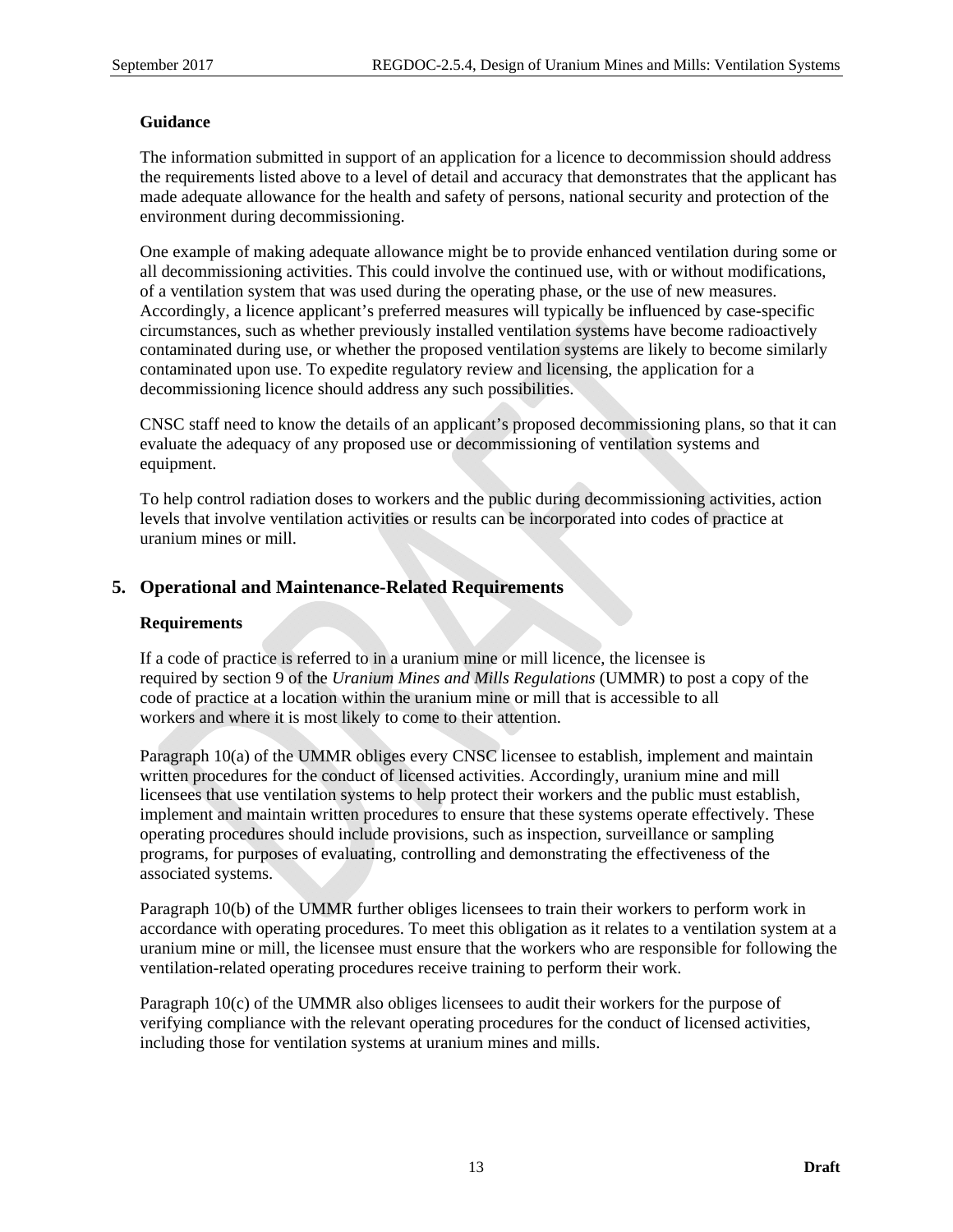**Guidance**

The information submitted in support of an application for a licence to decommission should address the requirements listed above to a level of detail and accuracy that demonstrates that the applicant has made adequate allowance for the health and safety of persons, national security and protection of the environment during decommissioning.

One example of making adequate allowance might be to provide enhanced ventilation during some or all decommissioning activities. This could involve the continued use, with or without modifications, of a ventilation system that was used during the operating phase, or the use of new measures. Accordingly, a licence applicant's preferred measures will typically be influenced by case-specific circumstances, such as whether previously installed ventilation systems have become radioactively contaminated during use, or whether the proposed ventilation systems are likely to become similarly contaminated upon use. To expedite regulatory review and licensing, the application for a decommissioning licence should address any such possibilities.

CNSC staff need to know the details of an applicant's proposed decommissioning plans, so that it can evaluate the adequacy of any proposed use or decommissioning of ventilation systems and equipment.

To help control radiation doses to workers and the public during decommissioning activities, action levels that involve ventilation activities or results can be incorporated into codes of practice at uranium mines or mill.

## 5. Operational and Maintenance-Related Requirements

**Requirements**

If a code of practice is referred to in a uranium mine or mill licence, the licensee is required by section 9 of the *Uranium Mines and Mills Regulations* (UMMR) to post a copy of the code of practice at a location within the uranium mine or mill that is accessible to all workers and where it is most likely to come to their attention.

Paragraph 10(a) of the UMMR obliges every CNSC licensee to establish, implement and maintain written procedures for the conduct of licensed activities. Accordingly, uranium mine and mill licensees that use ventilation systems to help protect their workers and the public must establish, implement and maintain written procedures to ensure that these systems operate effectively. These operating procedures should include provisions, such as inspection, surveillance or sampling programs, for purposes of evaluating, controlling and demonstrating the effectiveness of the associated systems.

Paragraph 10(b) of the UMMR further obliges licensees to train their workers to perform work in accordance with operating procedures. To meet this obligation as it relates to a ventilation system at a uranium mine or mill, the licensee must ensure that the workers who are responsible for following the ventilation-related operating procedures receive training to perform their work.

Paragraph 10(c) of the UMMR also obliges licensees to audit their workers for the purpose of verifying compliance with the relevant operating procedures for the conduct of licensed activities, including those for ventilation systems at uranium mines and mills.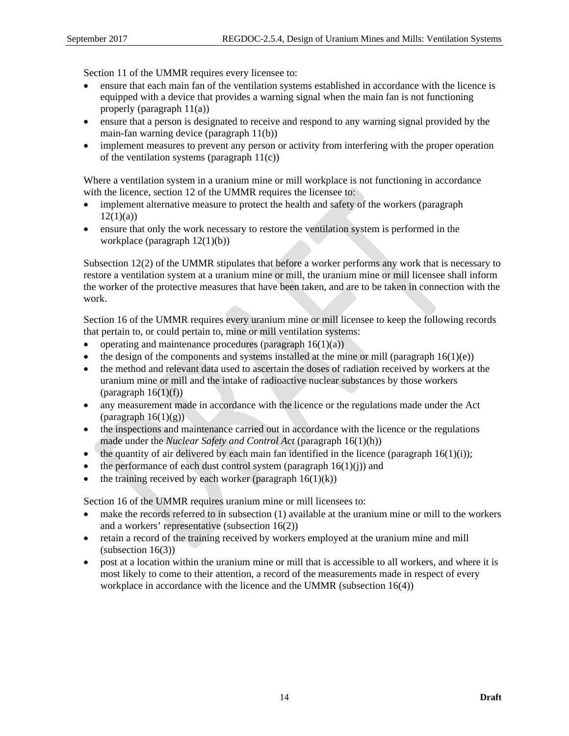Section 11 of the UMMR requires every licensee to:

- ensure that each main fan of the ventilation systems established in accordance with the licence is equipped with a device that provides a warning signal when the main fan is not functioning properly (paragraph 11(a))
- ensure that a person is designated to receive and respond to any warning signal provided by the main-fan warning device (paragraph 11(b))
- implement measures to prevent any person or activity from interfering with the proper operation of the ventilation systems (paragraph 11(c))

Where a ventilation system in a uranium mine or mill workplace is not functioning in accordance with the licence, section 12 of the UMMR requires the licensee to:

- implement alternative measure to protect the health and safety of the workers (paragraph 12(1)(a))
- ensure that only the work necessary to restore the ventilation system is performed in the workplace (paragraph 12(1)(b))

Subsection 12(2) of the UMMR stipulates that before a worker performs any work that is necessary to restore a ventilation system at a uranium mine or mill, the uranium mine or mill licensee shall inform the worker of the protective measures that have been taken, and are to be taken in connection with the work.

Section 16 of the UMMR requires every uranium mine or mill licensee to keep the following records that pertain to, or could pertain to, mine or mill ventilation systems:

- operating and maintenance procedures (paragraph 16(1)(a))
- the design of the components and systems installed at the mine or mill (paragraph 16(1)(e))
- the method and relevant data used to ascertain the doses of radiation received by workers at the uranium mine or mill and the intake of radioactive nuclear substances by those workers (paragraph 16(1)(f))
- any measurement made in accordance with the licence or the regulations made under the Act (paragraph 16(1)(g))
- the inspections and maintenance carried out in accordance with the licence or the regulations made under the *Nuclear Safety and Control Act* (paragraph 16(1)(h))
- the quantity of air delivered by each main fan identified in the licence (paragraph 16(1)(i));
- the performance of each dust control system (paragraph 16(1)(j)) and
- the training received by each worker (paragraph 16(1)(k))

Section 16 of the UMMR requires uranium mine or mill licensees to:

- make the records referred to in subsection (1) available at the uranium mine or mill to the workers and a workers' representative (subsection 16(2))
- retain a record of the training received by workers employed at the uranium mine and mill (subsection 16(3))
- post at a location within the uranium mine or mill that is accessible to all workers, and where it is most likely to come to their attention, a record of the measurements made in respect of every workplace in accordance with the licence and the UMMR (subsection 16(4))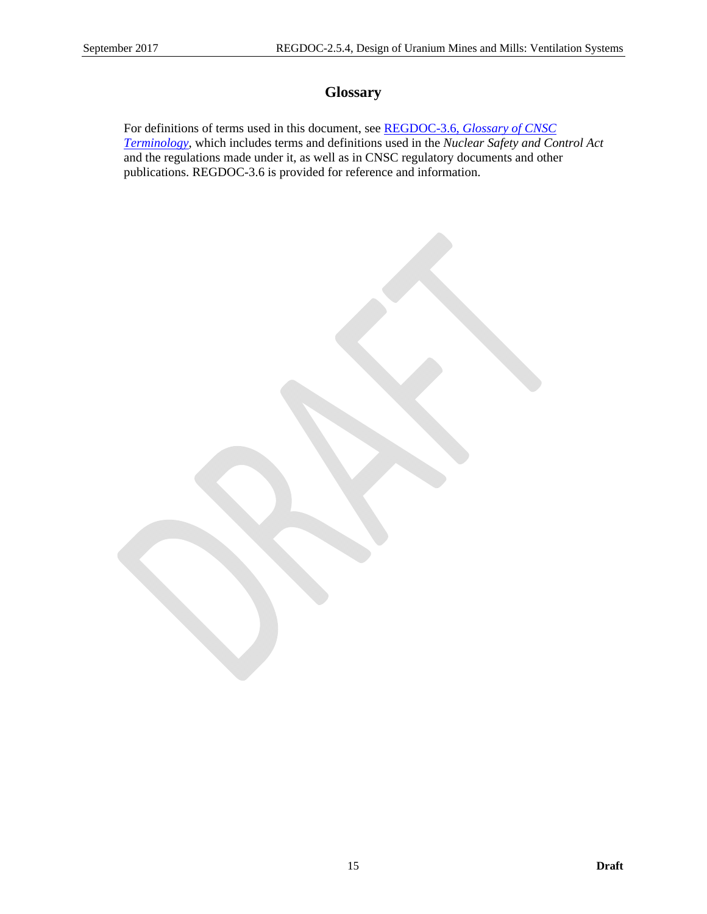# Glossary

For definitions of terms used in this document, see [REGDOC-3.6, *Glossary of CNSC Terminology*], which includes terms and definitions used in the *Nuclear Safety and Control Act* and the regulations made under it, as well as in CNSC regulatory documents and other publications. REGDOC-3.6 is provided for reference and information.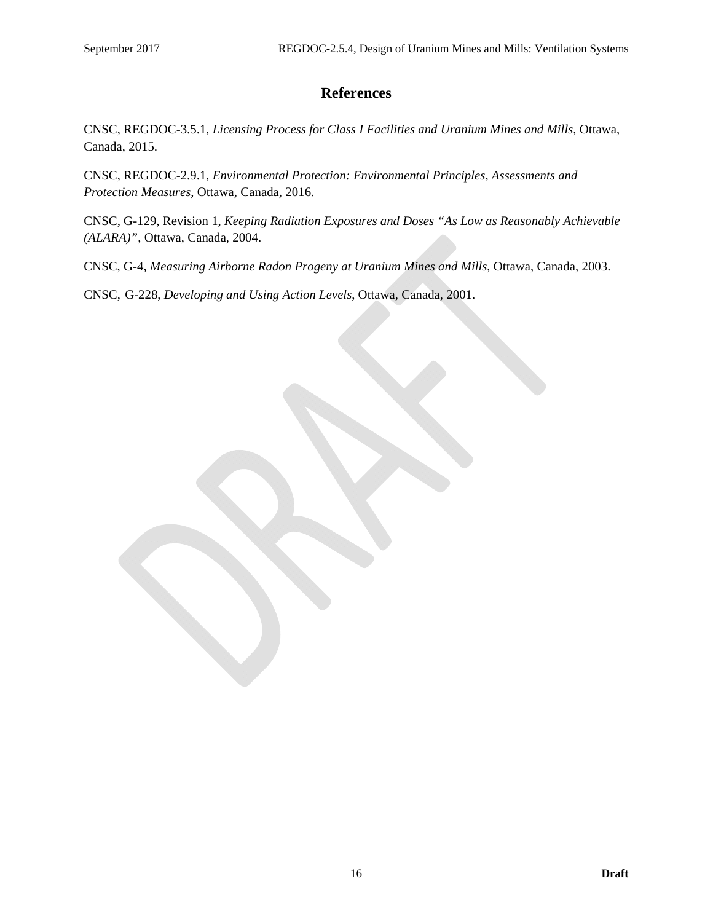# References

CNSC, REGDOC-3.5.1, *Licensing Process for Class I Facilities and Uranium Mines and Mills*, Ottawa, Canada, 2015.

CNSC, REGDOC-2.9.1, *Environmental Protection: Environmental Principles, Assessments and Protection Measures*, Ottawa, Canada, 2016.

CNSC, G-129, Revision 1, *Keeping Radiation Exposures and Doses "As Low as Reasonably Achievable (ALARA)"*, Ottawa, Canada, 2004.

CNSC, G-4, *Measuring Airborne Radon Progeny at Uranium Mines and Mills*, Ottawa, Canada, 2003.

CNSC, G-228, *Developing and Using Action Levels*, Ottawa, Canada, 2001.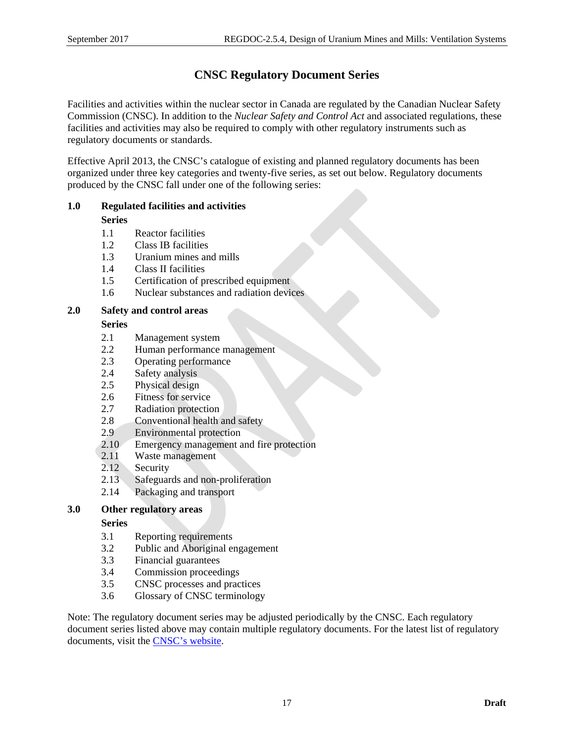# CNSC Regulatory Document Series

Facilities and activities within the nuclear sector in Canada are regulated by the Canadian Nuclear Safety Commission (CNSC). In addition to the *Nuclear Safety and Control Act* and associated regulations, these facilities and activities may also be required to comply with other regulatory instruments such as regulatory documents or standards.

Effective April 2013, the CNSC's catalogue of existing and planned regulatory documents has been organized under three key categories and twenty-five series, as set out below. Regulatory documents produced by the CNSC fall under one of the following series:

**1.0 Regulated facilities and activities**

**Series**

- 1.1 Reactor facilities
- 1.2 Class IB facilities
- 1.3 Uranium mines and mills
- 1.4 Class II facilities
- 1.5 Certification of prescribed equipment
- 1.6 Nuclear substances and radiation devices

**2.0 Safety and control areas**

**Series**

- 2.1 Management system
- 2.2 Human performance management
- 2.3 Operating performance
- 2.4 Safety analysis
- 2.5 Physical design
- 2.6 Fitness for service
- 2.7 Radiation protection
- 2.8 Conventional health and safety
- 2.9 Environmental protection
- 2.10 Emergency management and fire protection
- 2.11 Waste management
- 2.12 Security
- 2.13 Safeguards and non-proliferation
- 2.14 Packaging and transport

**3.0 Other regulatory areas**

**Series**

- 3.1 Reporting requirements
- 3.2 Public and Aboriginal engagement
- 3.3 Financial guarantees
- 3.4 Commission proceedings
- 3.5 CNSC processes and practices
- 3.6 Glossary of CNSC terminology

Note: The regulatory document series may be adjusted periodically by the CNSC. Each regulatory document series listed above may contain multiple regulatory documents. For the latest list of regulatory documents, visit the CNSC's website.